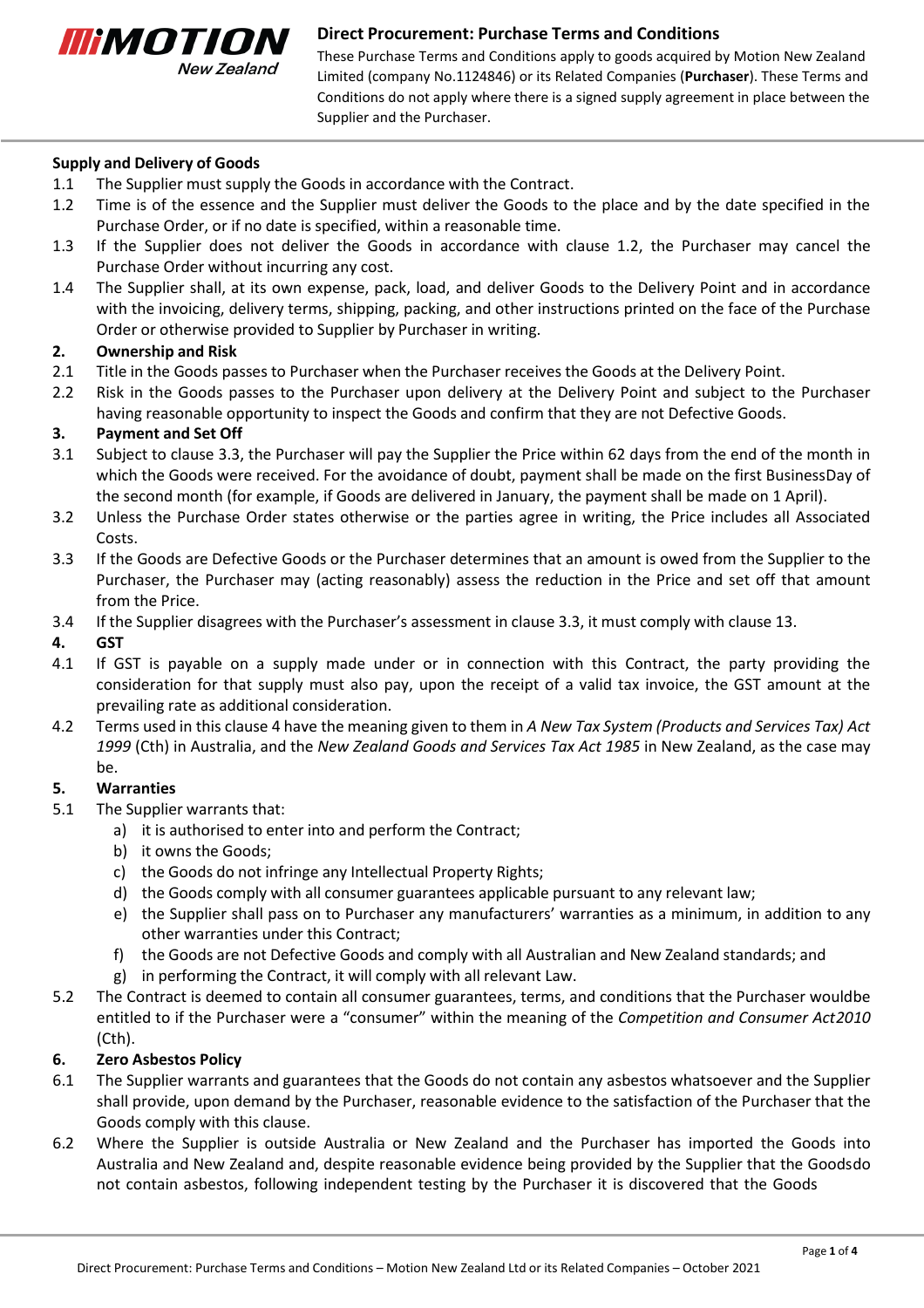# Direct Procurement: Purchase Terms and Conditions

These Purchase Terms and Conditions apply to goods acquired by Motion New Zealand Limited (company No.1124846) or its Related Companies (**Purchaser**). These Terms and Conditions do not apply where there is a signed supply agreement in place between the Supplier and the Purchaser.

**Supply and Delivery of Goods**

1.1 The Supplier must supply the Goods in accordance with the Contract.

1.2 Time is of the essence and the Supplier must deliver the Goods to the place and by the date specified in the Purchase Order, or if no date is specified, within a reasonable time.

1.3 If the Supplier does not deliver the Goods in accordance with clause 1.2, the Purchaser may cancel the Purchase Order without incurring any cost.

1.4 The Supplier shall, at its own expense, pack, load, and deliver Goods to the Delivery Point and in accordance with the invoicing, delivery terms, shipping, packing, and other instructions printed on the face of the Purchase Order or otherwise provided to Supplier by Purchaser in writing.

**2. Ownership and Risk**

2.1 Title in the Goods passes to Purchaser when the Purchaser receives the Goods at the Delivery Point.

2.2 Risk in the Goods passes to the Purchaser upon delivery at the Delivery Point and subject to the Purchaser having reasonable opportunity to inspect the Goods and confirm that they are not Defective Goods.

**3. Payment and Set Off**

3.1 Subject to clause 3.3, the Purchaser will pay the Supplier the Price within 62 days from the end of the month in which the Goods were received. For the avoidance of doubt, payment shall be made on the first BusinessDay of the second month (for example, if Goods are delivered in January, the payment shall be made on 1 April).

3.2 Unless the Purchase Order states otherwise or the parties agree in writing, the Price includes all Associated Costs.

3.3 If the Goods are Defective Goods or the Purchaser determines that an amount is owed from the Supplier to the Purchaser, the Purchaser may (acting reasonably) assess the reduction in the Price and set off that amount from the Price.

3.4 If the Supplier disagrees with the Purchaser's assessment in clause 3.3, it must comply with clause 13.

**4. GST**

4.1 If GST is payable on a supply made under or in connection with this Contract, the party providing the consideration for that supply must also pay, upon the receipt of a valid tax invoice, the GST amount at the prevailing rate as additional consideration.

4.2 Terms used in this clause 4 have the meaning given to them in *A New Tax System (Products and Services Tax) Act 1999* (Cth) in Australia, and the *New Zealand Goods and Services Tax Act 1985* in New Zealand, as the case may be.

**5. Warranties**

5.1 The Supplier warrants that:

a) it is authorised to enter into and perform the Contract;

b) it owns the Goods;

c) the Goods do not infringe any Intellectual Property Rights;

d) the Goods comply with all consumer guarantees applicable pursuant to any relevant law;

e) the Supplier shall pass on to Purchaser any manufacturers' warranties as a minimum, in addition to any other warranties under this Contract;

f) the Goods are not Defective Goods and comply with all Australian and New Zealand standards; and

g) in performing the Contract, it will comply with all relevant Law.

5.2 The Contract is deemed to contain all consumer guarantees, terms, and conditions that the Purchaser wouldbe entitled to if the Purchaser were a "consumer" within the meaning of the *Competition and Consumer Act2010* (Cth).

**6. Zero Asbestos Policy**

6.1 The Supplier warrants and guarantees that the Goods do not contain any asbestos whatsoever and the Supplier shall provide, upon demand by the Purchaser, reasonable evidence to the satisfaction of the Purchaser that the Goods comply with this clause.

6.2 Where the Supplier is outside Australia or New Zealand and the Purchaser has imported the Goods into Australia and New Zealand and, despite reasonable evidence being provided by the Supplier that the Goodsdo not contain asbestos, following independent testing by the Purchaser it is discovered that the Goods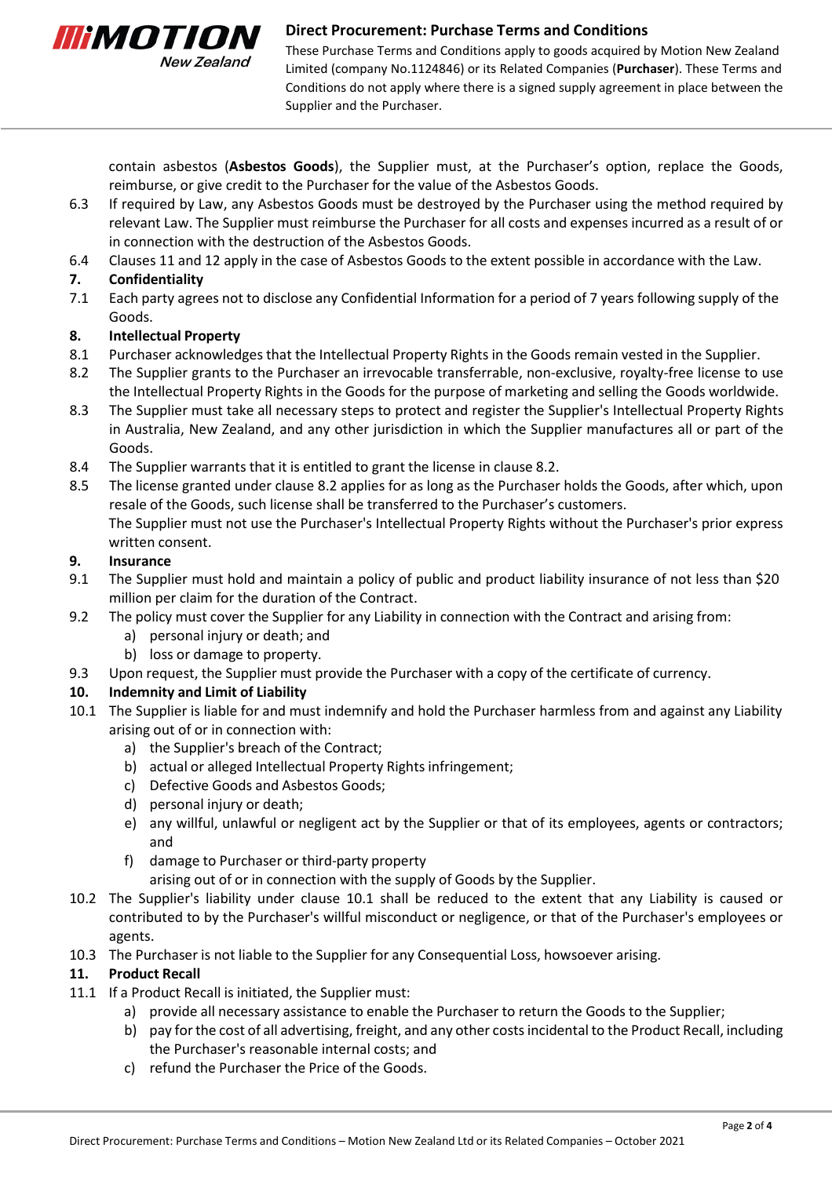contain asbestos (**Asbestos Goods**), the Supplier must, at the Purchaser's option, replace the Goods, reimburse, or give credit to the Purchaser for the value of the Asbestos Goods.

6.3 If required by Law, any Asbestos Goods must be destroyed by the Purchaser using the method required by relevant Law. The Supplier must reimburse the Purchaser for all costs and expenses incurred as a result of or in connection with the destruction of the Asbestos Goods.

6.4 Clauses 11 and 12 apply in the case of Asbestos Goods to the extent possible in accordance with the Law.

**7. Confidentiality**

7.1 Each party agrees not to disclose any Confidential Information for a period of 7 years following supply of the Goods.

**8. Intellectual Property**

8.1 Purchaser acknowledges that the Intellectual Property Rights in the Goods remain vested in the Supplier.

8.2 The Supplier grants to the Purchaser an irrevocable transferrable, non-exclusive, royalty-free license to use the Intellectual Property Rights in the Goods for the purpose of marketing and selling the Goods worldwide.

8.3 The Supplier must take all necessary steps to protect and register the Supplier's Intellectual Property Rights in Australia, New Zealand, and any other jurisdiction in which the Supplier manufactures all or part of the Goods.

8.4 The Supplier warrants that it is entitled to grant the license in clause 8.2.

8.5 The license granted under clause 8.2 applies for as long as the Purchaser holds the Goods, after which, upon resale of the Goods, such license shall be transferred to the Purchaser's customers.
The Supplier must not use the Purchaser's Intellectual Property Rights without the Purchaser's prior express written consent.

**9. Insurance**

9.1 The Supplier must hold and maintain a policy of public and product liability insurance of not less than $20 million per claim for the duration of the Contract.

9.2 The policy must cover the Supplier for any Liability in connection with the Contract and arising from:

a) personal injury or death; and
b) loss or damage to property.

9.3 Upon request, the Supplier must provide the Purchaser with a copy of the certificate of currency.

**10. Indemnity and Limit of Liability**

10.1 The Supplier is liable for and must indemnify and hold the Purchaser harmless from and against any Liability arising out of or in connection with:

a) the Supplier's breach of the Contract;
b) actual or alleged Intellectual Property Rights infringement;
c) Defective Goods and Asbestos Goods;
d) personal injury or death;
e) any willful, unlawful or negligent act by the Supplier or that of its employees, agents or contractors; and
f) damage to Purchaser or third-party property

arising out of or in connection with the supply of Goods by the Supplier.

10.2 The Supplier's liability under clause 10.1 shall be reduced to the extent that any Liability is caused or contributed to by the Purchaser's willful misconduct or negligence, or that of the Purchaser's employees or agents.

10.3 The Purchaser is not liable to the Supplier for any Consequential Loss, howsoever arising.

**11. Product Recall**

11.1 If a Product Recall is initiated, the Supplier must:

a) provide all necessary assistance to enable the Purchaser to return the Goods to the Supplier;
b) pay for the cost of all advertising, freight, and any other costs incidental to the Product Recall, including the Purchaser's reasonable internal costs; and
c) refund the Purchaser the Price of the Goods.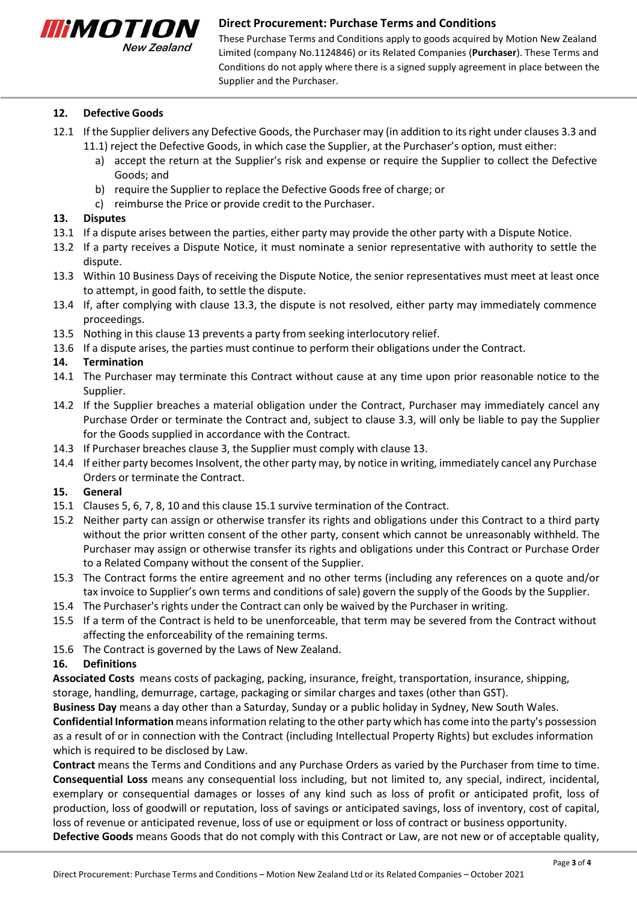### 12. Defective Goods

12.1 If the Supplier delivers any Defective Goods, the Purchaser may (in addition to its right under clauses 3.3 and 11.1) reject the Defective Goods, in which case the Supplier, at the Purchaser's option, must either:

a) accept the return at the Supplier's risk and expense or require the Supplier to collect the Defective Goods; and

b) require the Supplier to replace the Defective Goods free of charge; or

c) reimburse the Price or provide credit to the Purchaser.

### 13. Disputes

13.1 If a dispute arises between the parties, either party may provide the other party with a Dispute Notice.

13.2 If a party receives a Dispute Notice, it must nominate a senior representative with authority to settle the dispute.

13.3 Within 10 Business Days of receiving the Dispute Notice, the senior representatives must meet at least once to attempt, in good faith, to settle the dispute.

13.4 If, after complying with clause 13.3, the dispute is not resolved, either party may immediately commence proceedings.

13.5 Nothing in this clause 13 prevents a party from seeking interlocutory relief.

13.6 If a dispute arises, the parties must continue to perform their obligations under the Contract.

### 14. Termination

14.1 The Purchaser may terminate this Contract without cause at any time upon prior reasonable notice to the Supplier.

14.2 If the Supplier breaches a material obligation under the Contract, Purchaser may immediately cancel any Purchase Order or terminate the Contract and, subject to clause 3.3, will only be liable to pay the Supplier for the Goods supplied in accordance with the Contract.

14.3 If Purchaser breaches clause 3, the Supplier must comply with clause 13.

14.4 If either party becomes Insolvent, the other party may, by notice in writing, immediately cancel any Purchase Orders or terminate the Contract.

### 15. General

15.1 Clauses 5, 6, 7, 8, 10 and this clause 15.1 survive termination of the Contract.

15.2 Neither party can assign or otherwise transfer its rights and obligations under this Contract to a third party without the prior written consent of the other party, consent which cannot be unreasonably withheld. The Purchaser may assign or otherwise transfer its rights and obligations under this Contract or Purchase Order to a Related Company without the consent of the Supplier.

15.3 The Contract forms the entire agreement and no other terms (including any references on a quote and/or tax invoice to Supplier's own terms and conditions of sale) govern the supply of the Goods by the Supplier.

15.4 The Purchaser's rights under the Contract can only be waived by the Purchaser in writing.

15.5 If a term of the Contract is held to be unenforceable, that term may be severed from the Contract without affecting the enforceability of the remaining terms.

15.6 The Contract is governed by the Laws of New Zealand.

### 16. Definitions

**Associated Costs** means costs of packaging, packing, insurance, freight, transportation, insurance, shipping, storage, handling, demurrage, cartage, packaging or similar charges and taxes (other than GST).

**Business Day** means a day other than a Saturday, Sunday or a public holiday in Sydney, New South Wales.

**Confidential Information** means information relating to the other party which has come into the party's possession as a result of or in connection with the Contract (including Intellectual Property Rights) but excludes information which is required to be disclosed by Law.

**Contract** means the Terms and Conditions and any Purchase Orders as varied by the Purchaser from time to time.

**Consequential Loss** means any consequential loss including, but not limited to, any special, indirect, incidental, exemplary or consequential damages or losses of any kind such as loss of profit or anticipated profit, loss of production, loss of goodwill or reputation, loss of savings or anticipated savings, loss of inventory, cost of capital, loss of revenue or anticipated revenue, loss of use or equipment or loss of contract or business opportunity.

**Defective Goods** means Goods that do not comply with this Contract or Law, are not new or of acceptable quality,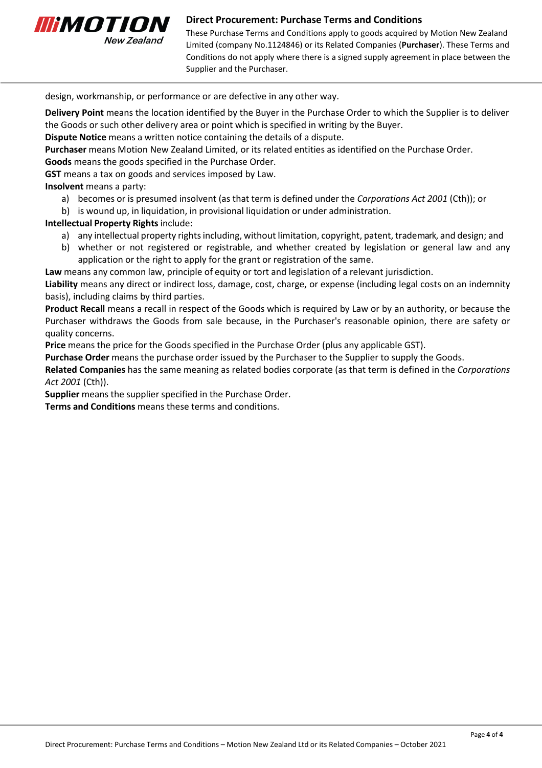design, workmanship, or performance or are defective in any other way.

**Delivery Point** means the location identified by the Buyer in the Purchase Order to which the Supplier is to deliver the Goods or such other delivery area or point which is specified in writing by the Buyer.

**Dispute Notice** means a written notice containing the details of a dispute.

**Purchaser** means Motion New Zealand Limited, or its related entities as identified on the Purchase Order.

**Goods** means the goods specified in the Purchase Order.

**GST** means a tax on goods and services imposed by Law.

**Insolvent** means a party:

a) becomes or is presumed insolvent (as that term is defined under the *Corporations Act 2001* (Cth)); or
b) is wound up, in liquidation, in provisional liquidation or under administration.

**Intellectual Property Rights** include:

a) any intellectual property rights including, without limitation, copyright, patent, trademark, and design; and
b) whether or not registered or registrable, and whether created by legislation or general law and any application or the right to apply for the grant or registration of the same.

**Law** means any common law, principle of equity or tort and legislation of a relevant jurisdiction.

**Liability** means any direct or indirect loss, damage, cost, charge, or expense (including legal costs on an indemnity basis), including claims by third parties.

**Product Recall** means a recall in respect of the Goods which is required by Law or by an authority, or because the Purchaser withdraws the Goods from sale because, in the Purchaser's reasonable opinion, there are safety or quality concerns.

**Price** means the price for the Goods specified in the Purchase Order (plus any applicable GST).

**Purchase Order** means the purchase order issued by the Purchaser to the Supplier to supply the Goods.

**Related Companies** has the same meaning as related bodies corporate (as that term is defined in the *Corporations Act 2001* (Cth)).

**Supplier** means the supplier specified in the Purchase Order.

**Terms and Conditions** means these terms and conditions.